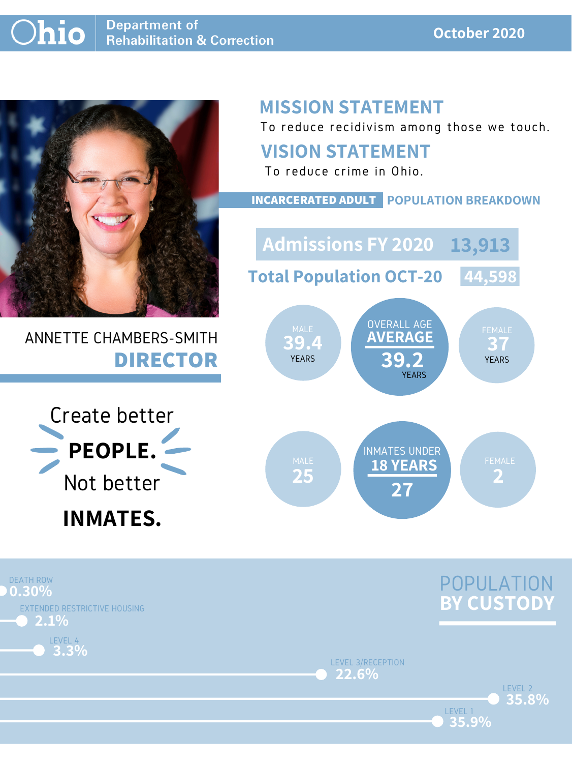# Ohio Department of Rehabilitation & Correction

October 2020

ANNETTE CHAMBERS-SMITH

**DIRECTOR**

Create better **PEOPLE.** Not better **INMATES.**

## MISSION STATEMENT

To reduce recidivism among those we touch.

## VISION STATEMENT

To reduce crime in Ohio.

## INCARCERATED ADULT POPULATION BREAKDOWN

**Admissions FY 2020** 13,913

**Total Population OCT-20** 44,598

MALE 39.4 YEARS

OVERALL AGE AVERAGE 39.2 YEARS

FEMALE 37 YEARS

MALE 25

INMATES UNDER 18 YEARS 27

FEMALE 2

## POPULATION BY CUSTODY

DEATH ROW 0.30%

EXTENDED RESTRICTIVE HOUSING 2.1%

LEVEL 4 3.3%

LEVEL 3/RECEPTION 22.6%

LEVEL 2 35.8%

LEVEL 1 35.9%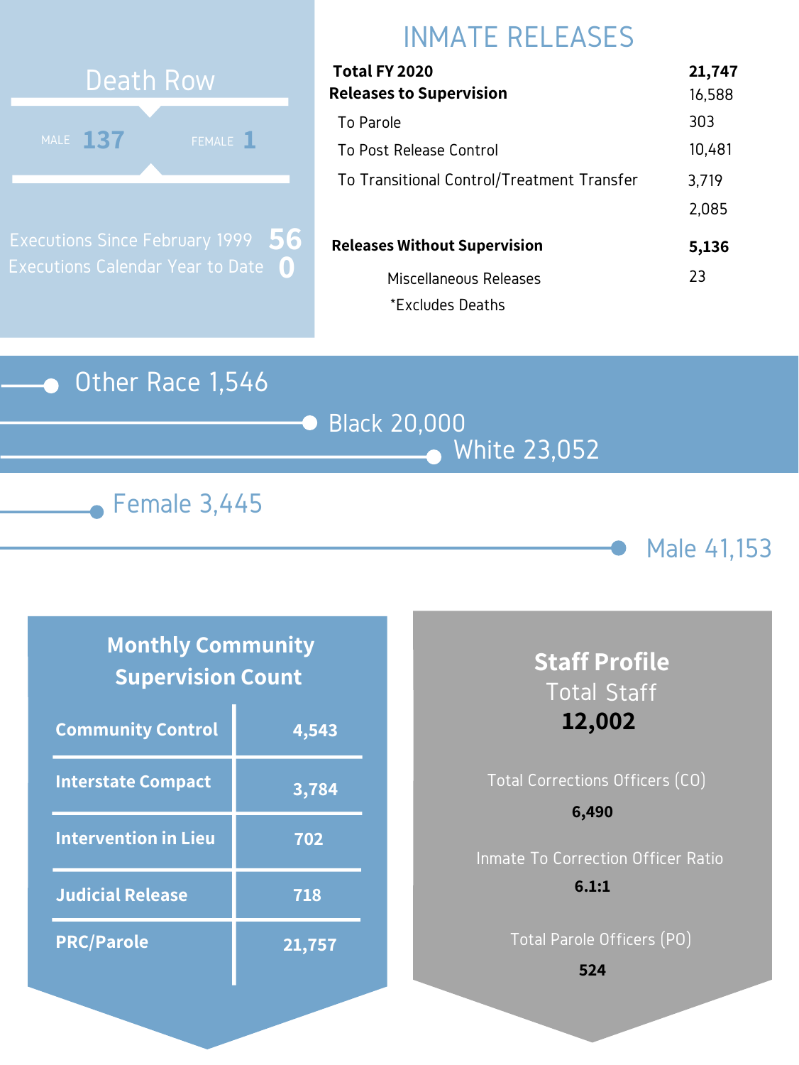## Death Row

MALE **137** FEMALE **1**

Executions Since February 1999 **56**

Executions Calendar Year to Date **0**

## INMATE RELEASES

| | |
|---|---|
| **Total FY 2020** | **21,747** |
| **Releases to Supervision** | 16,588 |
| To Parole | 303 |
| To Post Release Control | 10,481 |
| To Transitional Control/Treatment Transfer | 3,719 |
| | 2,085 |
| **Releases Without Supervision** | **5,136** |
| Miscellaneous Releases | 23 |
| *Excludes Deaths | |

Other Race 1,546

Black 20,000

White 23,052

Female 3,445

Male 41,153

## Monthly Community Supervision Count

| | |
|---|---|
| **Community Control** | **4,543** |
| **Interstate Compact** | **3,784** |
| **Intervention in Lieu** | **702** |
| **Judicial Release** | **718** |
| **PRC/Parole** | **21,757** |

## Staff Profile

Total Staff

**12,002**

Total Corrections Officers (CO)

**6,490**

Inmate To Correction Officer Ratio

**6.1:1**

Total Parole Officers (PO)

**524**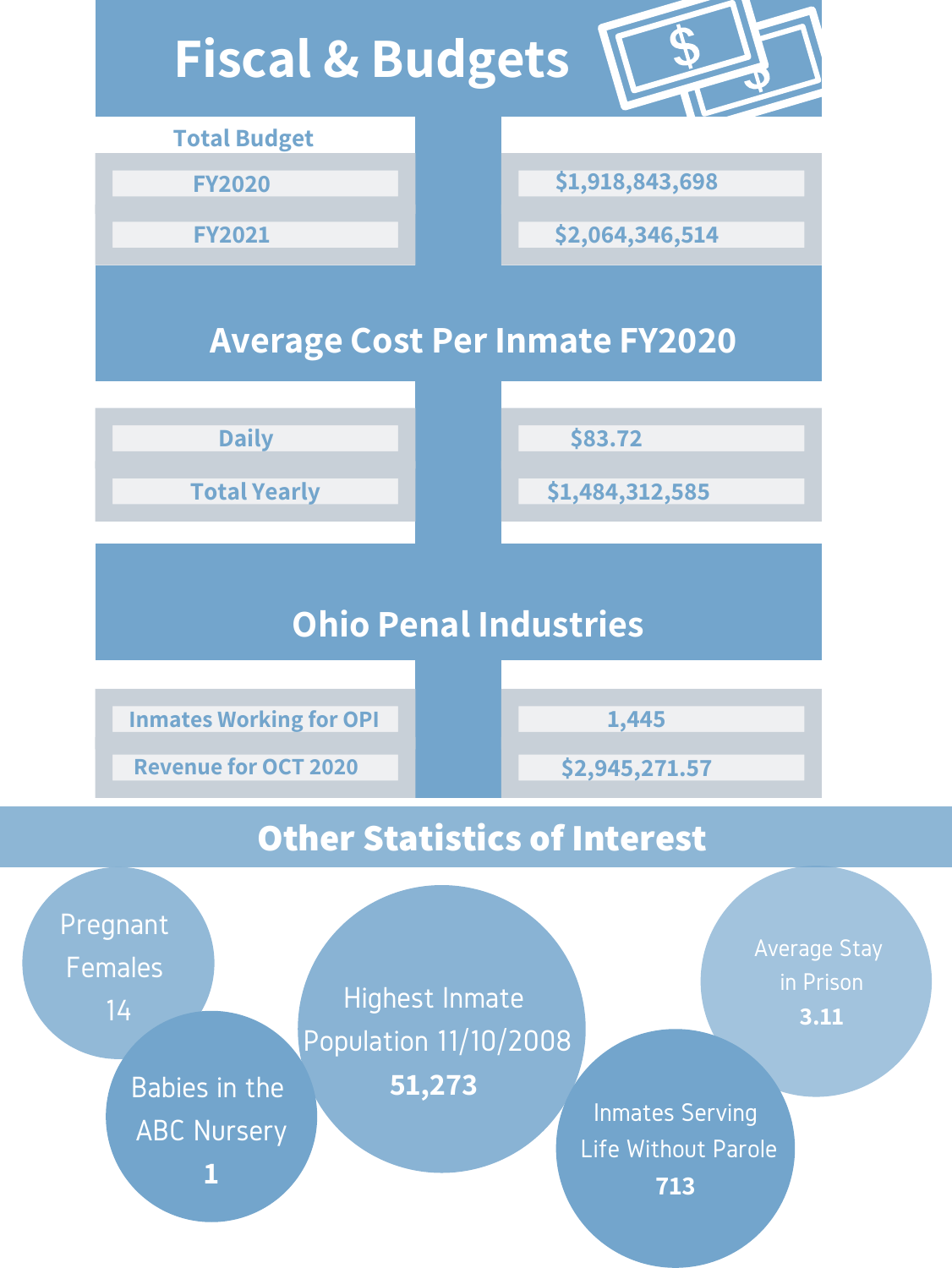# Fiscal & Budgets

## Total Budget

| | |
|---|---|
| FY2020 | $1,918,843,698 |
| FY2021 | $2,064,346,514 |

## Average Cost Per Inmate FY2020

| | |
|---|---|
| Daily | $83.72 |
| Total Yearly | $1,484,312,585 |

## Ohio Penal Industries

| | |
|---|---|
| Inmates Working for OPI | 1,445 |
| Revenue for OCT 2020 | $2,945,271.57 |

## Other Statistics of Interest

Pregnant Females
14

Babies in the ABC Nursery
**1**

Highest Inmate Population 11/10/2008
**51,273**

Inmates Serving Life Without Parole
**713**

Average Stay in Prison
**3.11**